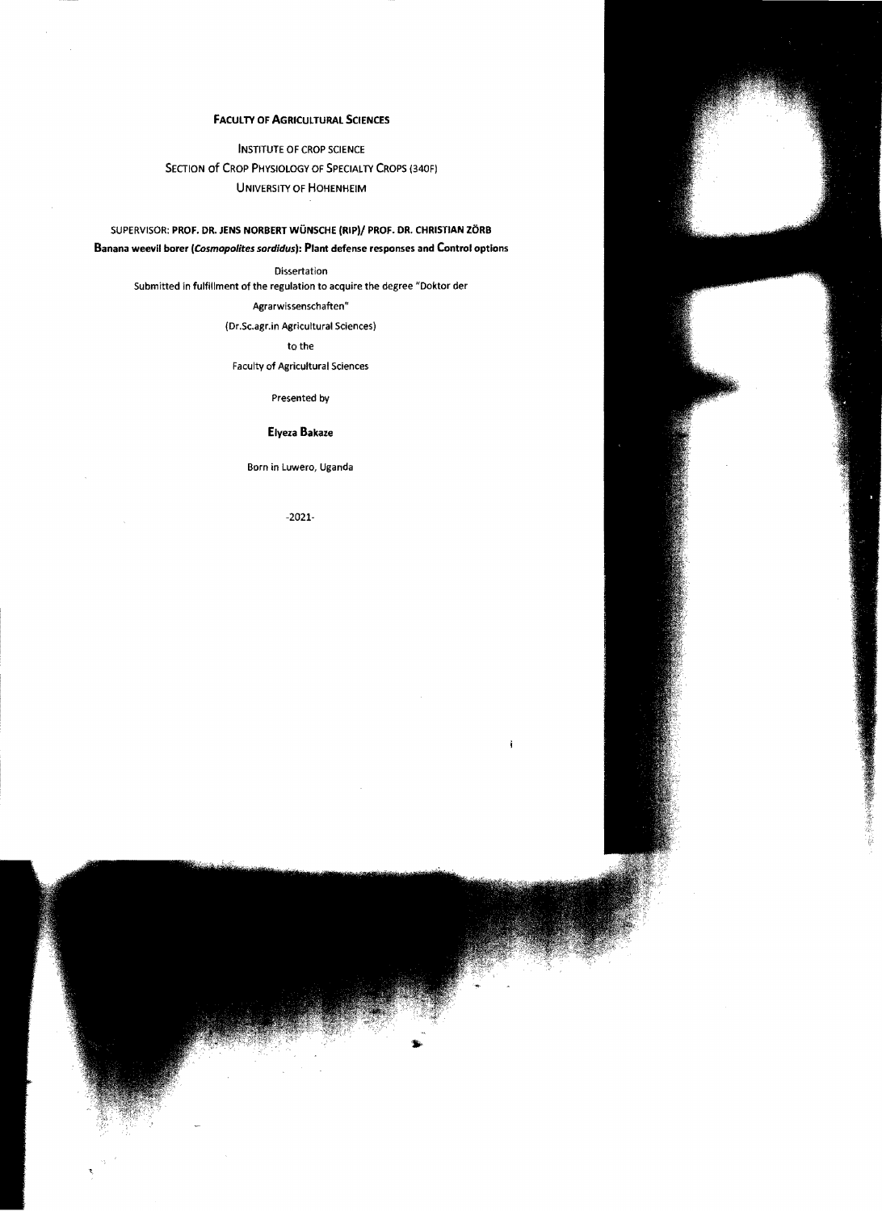**FACULTY OF AGRICULTURAL SCIENCES**

INSTITUTE OF CROP SCIENCE

SECTION OF CROP PHYSIOLOGY OF SPECIALTY CROPS (340F)

UNIVERSITY OF HOHENHEIM

SUPERVISOR: **PROF. DR. JENS NORBERT WÜNSCHE (RIP)/ PROF. DR. CHRISTIAN ZÖRB**

**Banana weevil borer (*Cosmopolites sordidus*): Plant defense responses and Control options**

Dissertation

Submitted in fulfillment of the regulation to acquire the degree "Doktor der Agrarwissenschaften"

(Dr.Sc.agr.in Agricultural Sciences)

to the

Faculty of Agricultural Sciences

Presented by

**Elyeza Bakaze**

Born in Luwero, Uganda

-2021-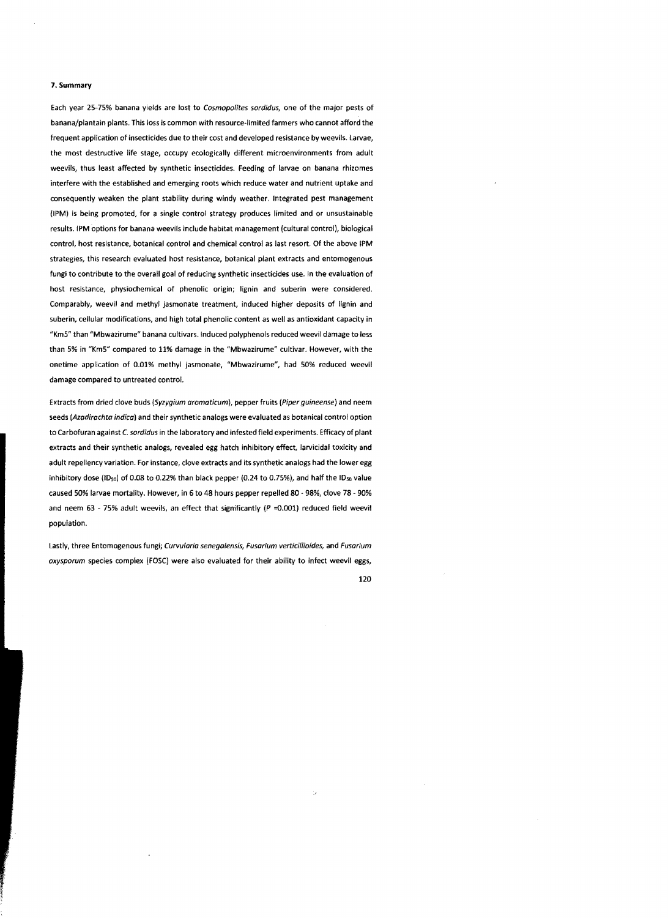## 7. Summary

Each year 25-75% banana yields are lost to *Cosmopolites sordidus,* one of the major pests of banana/plantain plants. This loss is common with resource-limited farmers who cannot afford the frequent application of insecticides due to their cost and developed resistance by weevils. Larvae, the most destructive life stage, occupy ecologically different microenvironments from adult weevils, thus least affected by synthetic insecticides. Feeding of larvae on banana rhizomes interfere with the established and emerging roots which reduce water and nutrient uptake and consequently weaken the plant stability during windy weather. Integrated pest management (IPM) is being promoted, for a single control strategy produces limited and or unsustainable results. IPM options for banana weevils include habitat management (cultural control), biological control, host resistance, botanical control and chemical control as last resort. Of the above IPM strategies, this research evaluated host resistance, botanical plant extracts and entomogenous fungi to contribute to the overall goal of reducing synthetic insecticides use. In the evaluation of host resistance, physiochemical of phenolic origin; lignin and suberin were considered. Comparably, weevil and methyl jasmonate treatment, induced higher deposits of lignin and suberin, cellular modifications, and high total phenolic content as well as antioxidant capacity in "Km5" than "Mbwazirume" banana cultivars. Induced polyphenols reduced weevil damage to less than 5% in "Km5" compared to 11% damage in the "Mbwazirume" cultivar. However, with the onetime application of 0.01% methyl jasmonate, "Mbwazirume", had 50% reduced weevil damage compared to untreated control.

Extracts from dried clove buds (*Syzygium aromaticum*), pepper fruits (*Piper guineense*) and neem seeds (*Azadirachta indica*) and their synthetic analogs were evaluated as botanical control option to Carbofuran against *C. sordidus* in the laboratory and infested field experiments. Efficacy of plant extracts and their synthetic analogs, revealed egg hatch inhibitory effect, larvicidal toxicity and adult repellency variation. For instance, clove extracts and its synthetic analogs had the lower egg inhibitory dose ($ID_{50}$) of 0.08 to 0.22% than black pepper (0.24 to 0.75%), and half the $ID_{50}$ value caused 50% larvae mortality. However, in 6 to 48 hours pepper repelled 80 - 98%, clove 78 - 90% and neem 63 - 75% adult weevils, an effect that significantly ($P$ =0.001) reduced field weevil population.

Lastly, three Entomogenous fungi; *Curvularia senegalensis, Fusarium verticillioides,* and *Fusarium oxysporum* species complex (FOSC) were also evaluated for their ability to infect weevil eggs,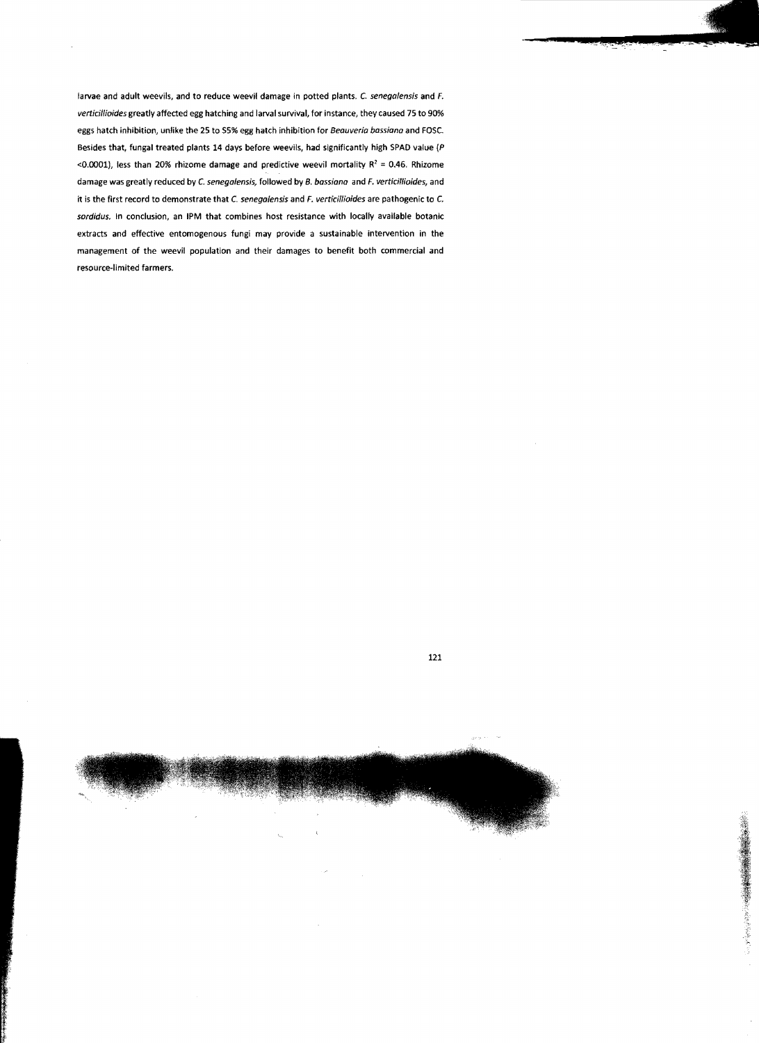larvae and adult weevils, and to reduce weevil damage in potted plants. *C. senegalensis* and *F. verticillioides* greatly affected egg hatching and larval survival, for instance, they caused 75 to 90% eggs hatch inhibition, unlike the 25 to 55% egg hatch inhibition for *Beauveria bassiana* and FOSC. Besides that, fungal treated plants 14 days before weevils, had significantly high SPAD value ($P$ <0.0001), less than 20% rhizome damage and predictive weevil mortality $R^2$ = 0.46. Rhizome damage was greatly reduced by *C. senegalensis*, followed by *B. bassiana* and *F. verticillioides*, and it is the first record to demonstrate that *C. senegalensis* and *F. verticillioides* are pathogenic to *C. sordidus*. In conclusion, an IPM that combines host resistance with locally available botanic extracts and effective entomogenous fungi may provide a sustainable intervention in the management of the weevil population and their damages to benefit both commercial and resource-limited farmers.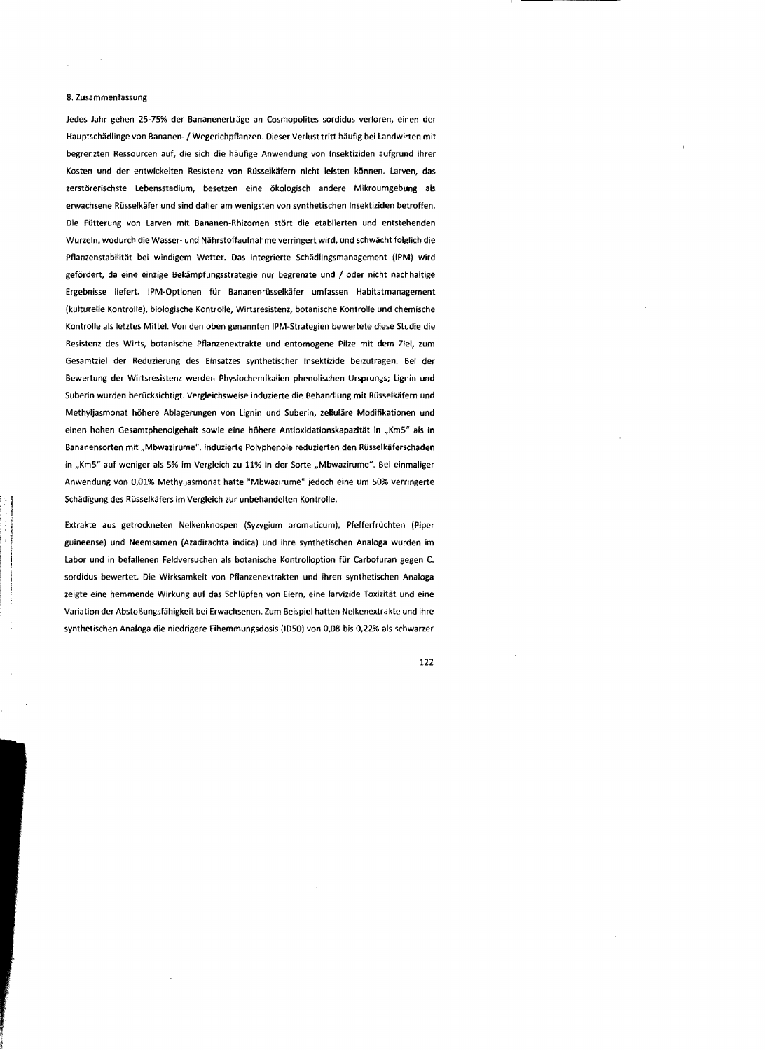## 8. Zusammenfassung

Jedes Jahr gehen 25-75% der Bananenerträge an Cosmopolites sordidus verloren, einen der Hauptschädlinge von Bananen- / Wegerichpflanzen. Dieser Verlust tritt häufig bei Landwirten mit begrenzten Ressourcen auf, die sich die häufige Anwendung von Insektiziden aufgrund ihrer Kosten und der entwickelten Resistenz von Rüsselkäfern nicht leisten können. Larven, das zerstörerischste Lebensstadium, besetzen eine ökologisch andere Mikroumgebung als erwachsene Rüsselkäfer und sind daher am wenigsten von synthetischen Insektiziden betroffen. Die Fütterung von Larven mit Bananen-Rhizomen stört die etablierten und entstehenden Wurzeln, wodurch die Wasser- und Nährstoffaufnahme verringert wird, und schwächt folglich die Pflanzenstabilität bei windigem Wetter. Das integrierte Schädlingsmanagement (IPM) wird gefördert, da eine einzige Bekämpfungsstrategie nur begrenzte und / oder nicht nachhaltige Ergebnisse liefert. IPM-Optionen für Bananenrüsselkäfer umfassen Habitatmanagement (kulturelle Kontrolle), biologische Kontrolle, Wirtsresistenz, botanische Kontrolle und chemische Kontrolle als letztes Mittel. Von den oben genannten IPM-Strategien bewertete diese Studie die Resistenz des Wirts, botanische Pflanzenextrakte und entomogene Pilze mit dem Ziel, zum Gesamtziel der Reduzierung des Einsatzes synthetischer Insektizide beizutragen. Bei der Bewertung der Wirtsresistenz werden Physiochemikalien phenolischen Ursprungs; Lignin und Suberin wurden berücksichtigt. Vergleichsweise induzierte die Behandlung mit Rüsselkäfern und Methyljasmonat höhere Ablagerungen von Lignin und Suberin, zelluläre Modifikationen und einen hohen Gesamtphenolgehalt sowie eine höhere Antioxidationskapazität in „Km5" als in Bananensorten mit „Mbwazirume". Induzierte Polyphenole reduzierten den Rüsselkäferschaden in „Km5" auf weniger als 5% im Vergleich zu 11% in der Sorte „Mbwazirume". Bei einmaliger Anwendung von 0,01% Methyljasmonat hatte "Mbwazirume" jedoch eine um 50% verringerte Schädigung des Rüsselkäfers im Vergleich zur unbehandelten Kontrolle.

Extrakte aus getrockneten Nelkenknospen (Syzygium aromaticum), Pfefferfrüchten (Piper guineense) und Neemsamen (Azadirachta indica) und ihre synthetischen Analoga wurden im Labor und in befallenen Feldversuchen als botanische Kontrolloption für Carbofuran gegen C. sordidus bewertet. Die Wirksamkeit von Pflanzenextrakten und ihren synthetischen Analoga zeigte eine hemmende Wirkung auf das Schlüpfen von Eiern, eine larvizide Toxizität und eine Variation der Abstoßungsfähigkeit bei Erwachsenen. Zum Beispiel hatten Nelkenextrakte und ihre synthetischen Analoga die niedrigere Eihemmungsdosis (ID50) von 0,08 bis 0,22% als schwarzer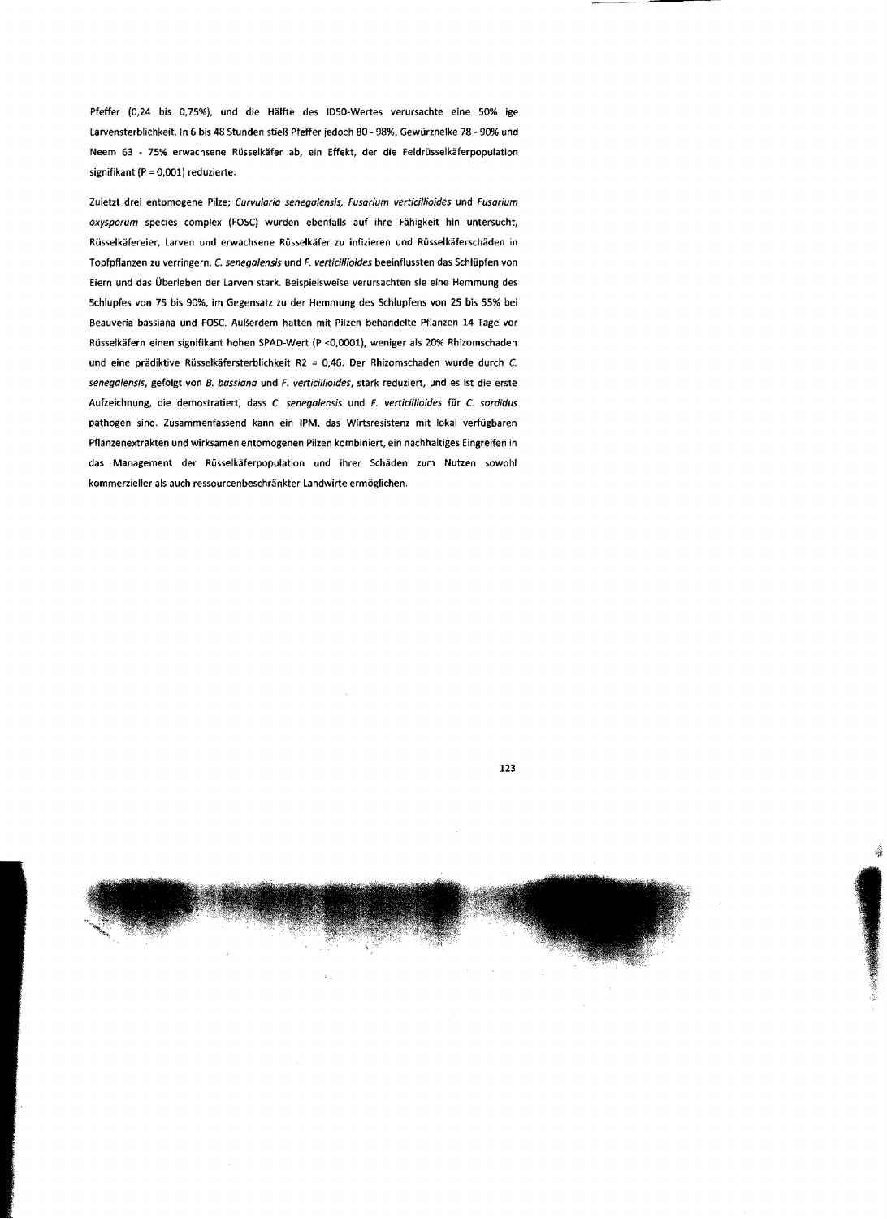Pfeffer (0,24 bis 0,75%), und die Hälfte des ID50-Wertes verursachte eine 50% ige Larvensterblichkeit. In 6 bis 48 Stunden stieß Pfeffer jedoch 80 - 98%, Gewürznelke 78 - 90% und Neem 63 - 75% erwachsene Rüsselkäfer ab, ein Effekt, der die Feldrüsselkäferpopulation signifikant ($P = 0{,}001$) reduzierte.

Zuletzt drei entomogene Pilze; *Curvularia senegalensis, Fusarium verticillioides* und *Fusarium oxysporum* species complex (FOSC) wurden ebenfalls auf ihre Fähigkeit hin untersucht, Rüsselkäfereier, Larven und erwachsene Rüsselkäfer zu infizieren und Rüsselkäferschäden in Topfpflanzen zu verringern. *C. senegalensis* und *F. verticillioides* beeinflussten das Schlüpfen von Eiern und das Überleben der Larven stark. Beispielsweise verursachten sie eine Hemmung des Schlupfes von 75 bis 90%, im Gegensatz zu der Hemmung des Schlupfens von 25 bis 55% bei Beauveria bassiana und FOSC. Außerdem hatten mit Pilzen behandelte Pflanzen 14 Tage vor Rüsselkäfern einen signifikant hohen SPAD-Wert ($P < 0{,}0001$), weniger als 20% Rhizomschaden und eine prädiktive Rüsselkäfersterblichkeit $R2 = 0{,}46$. Der Rhizomschaden wurde durch *C. senegalensis*, gefolgt von *B. bassiana* und *F. verticillioides*, stark reduziert, und es ist die erste Aufzeichnung, die demostratiert, dass *C. senegalensis* und *F. verticillioides* für *C. sordidus* pathogen sind. Zusammenfassend kann ein IPM, das Wirtsresistenz mit lokal verfügbaren Pflanzenextrakten und wirksamen entomogenen Pilzen kombiniert, ein nachhaltiges Eingreifen in das Management der Rüsselkäferpopulation und ihrer Schäden zum Nutzen sowohl kommerzieller als auch ressourcenbeschränkter Landwirte ermöglichen.